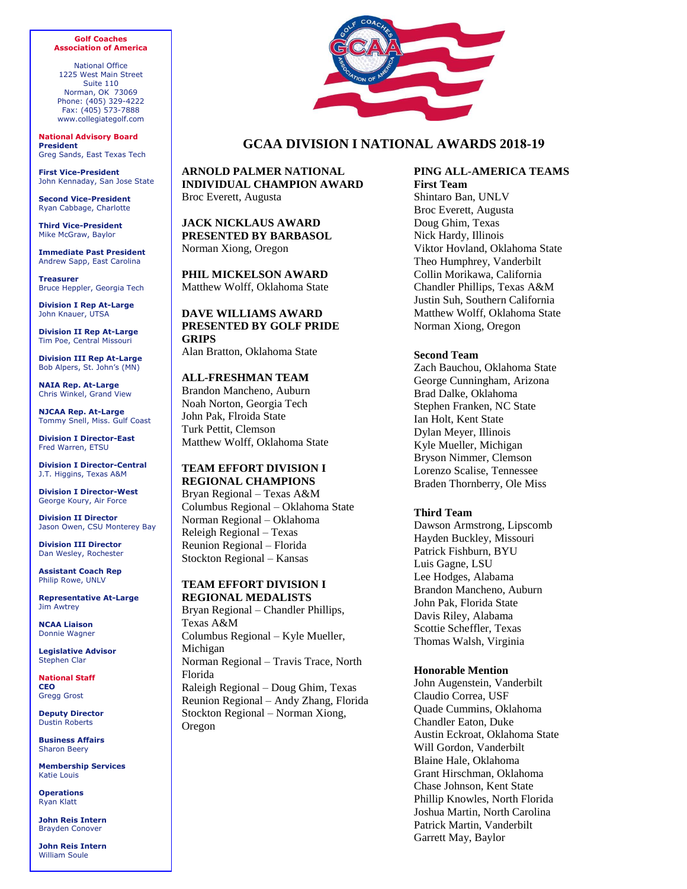**Golf Coaches Association of America**

National Office
1225 West Main Street
Suite 110
Norman, OK 73069
Phone: (405) 329-4222
Fax: (405) 573-7888
www.collegiategolf.com

**National Advisory Board**

**President**
Greg Sands, East Texas Tech

**First Vice-President**
John Kennaday, San Jose State

**Second Vice-President**
Ryan Cabbage, Charlotte

**Third Vice-President**
Mike McGraw, Baylor

**Immediate Past President**
Andrew Sapp, East Carolina

**Treasurer**
Bruce Heppler, Georgia Tech

**Division I Rep At-Large**
John Knauer, UTSA

**Division II Rep At-Large**
Tim Poe, Central Missouri

**Division III Rep At-Large**
Bob Alpers, St. John's (MN)

**NAIA Rep. At-Large**
Chris Winkel, Grand View

**NJCAA Rep. At-Large**
Tommy Snell, Miss. Gulf Coast

**Division I Director-East**
Fred Warren, ETSU

**Division I Director-Central**
J.T. Higgins, Texas A&M

**Division I Director-West**
George Koury, Air Force

**Division II Director**
Jason Owen, CSU Monterey Bay

**Division III Director**
Dan Wesley, Rochester

**Assistant Coach Rep**
Philip Rowe, UNLV

**Representative At-Large**
Jim Awtrey

**NCAA Liaison**
Donnie Wagner

**Legislative Advisor**
Stephen Clar

**National Staff**

**CEO**
Gregg Grost

**Deputy Director**
Dustin Roberts

**Business Affairs**
Sharon Beery

**Membership Services**
Katie Louis

**Operations**
Ryan Klatt

**John Reis Intern**
Brayden Conover

**John Reis Intern**
William Soule

# GCAA DIVISION I NATIONAL AWARDS 2018-19

**ARNOLD PALMER NATIONAL INDIVIDUAL CHAMPION AWARD**
Broc Everett, Augusta

**JACK NICKLAUS AWARD PRESENTED BY BARBASOL**
Norman Xiong, Oregon

**PHIL MICKELSON AWARD**
Matthew Wolff, Oklahoma State

**DAVE WILLIAMS AWARD PRESENTED BY GOLF PRIDE GRIPS**
Alan Bratton, Oklahoma State

**ALL-FRESHMAN TEAM**
Brandon Mancheno, Auburn
Noah Norton, Georgia Tech
John Pak, Flroida State
Turk Pettit, Clemson
Matthew Wolff, Oklahoma State

**TEAM EFFORT DIVISION I REGIONAL CHAMPIONS**
Bryan Regional – Texas A&M
Columbus Regional – Oklahoma State
Norman Regional – Oklahoma
Releigh Regional – Texas
Reunion Regional – Florida
Stockton Regional – Kansas

**TEAM EFFORT DIVISION I REGIONAL MEDALISTS**
Bryan Regional – Chandler Phillips, Texas A&M
Columbus Regional – Kyle Mueller, Michigan
Norman Regional – Travis Trace, North Florida
Raleigh Regional – Doug Ghim, Texas
Reunion Regional – Andy Zhang, Florida
Stockton Regional – Norman Xiong, Oregon

**PING ALL-AMERICA TEAMS**

**First Team**
Shintaro Ban, UNLV
Broc Everett, Augusta
Doug Ghim, Texas
Nick Hardy, Illinois
Viktor Hovland, Oklahoma State
Theo Humphrey, Vanderbilt
Collin Morikawa, California
Chandler Phillips, Texas A&M
Justin Suh, Southern California
Matthew Wolff, Oklahoma State
Norman Xiong, Oregon

**Second Team**
Zach Bauchou, Oklahoma State
George Cunningham, Arizona
Brad Dalke, Oklahoma
Stephen Franken, NC State
Ian Holt, Kent State
Dylan Meyer, Illinois
Kyle Mueller, Michigan
Bryson Nimmer, Clemson
Lorenzo Scalise, Tennessee
Braden Thornberry, Ole Miss

**Third Team**
Dawson Armstrong, Lipscomb
Hayden Buckley, Missouri
Patrick Fishburn, BYU
Luis Gagne, LSU
Lee Hodges, Alabama
Brandon Mancheno, Auburn
John Pak, Florida State
Davis Riley, Alabama
Scottie Scheffler, Texas
Thomas Walsh, Virginia

**Honorable Mention**
John Augenstein, Vanderbilt
Claudio Correa, USF
Quade Cummins, Oklahoma
Chandler Eaton, Duke
Austin Eckroat, Oklahoma State
Will Gordon, Vanderbilt
Blaine Hale, Oklahoma
Grant Hirschman, Oklahoma
Chase Johnson, Kent State
Phillip Knowles, North Florida
Joshua Martin, North Carolina
Patrick Martin, Vanderbilt
Garrett May, Baylor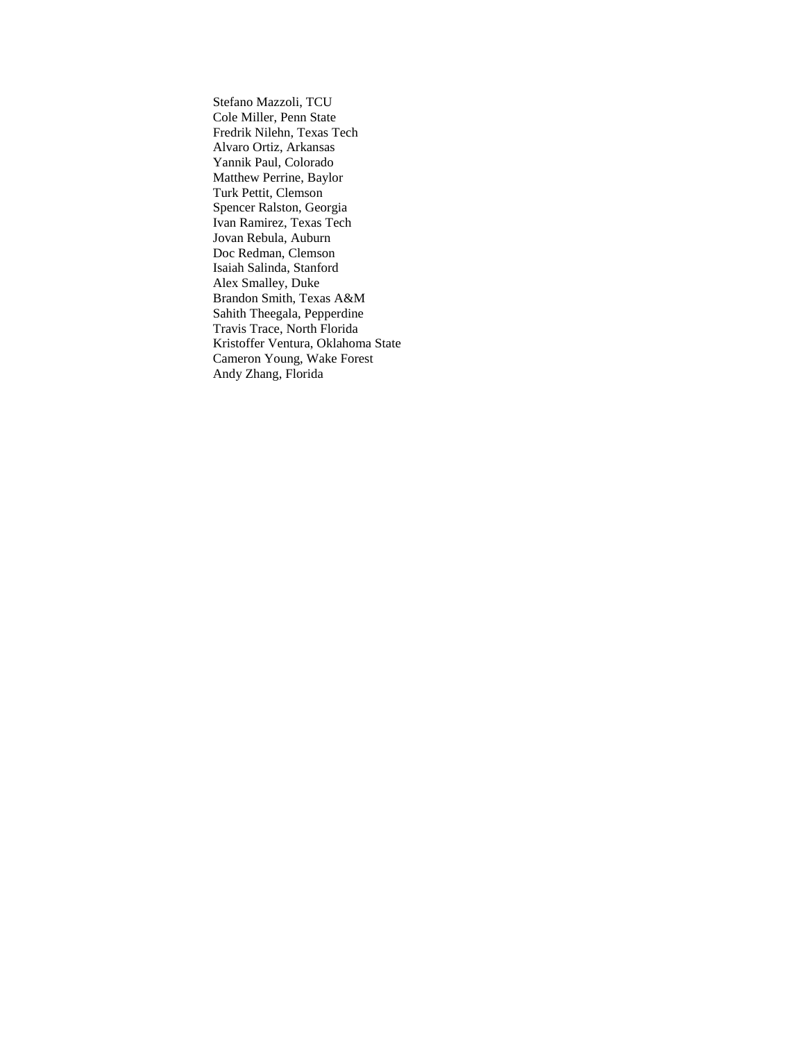Stefano Mazzoli, TCU
Cole Miller, Penn State
Fredrik Nilehn, Texas Tech
Alvaro Ortiz, Arkansas
Yannik Paul, Colorado
Matthew Perrine, Baylor
Turk Pettit, Clemson
Spencer Ralston, Georgia
Ivan Ramirez, Texas Tech
Jovan Rebula, Auburn
Doc Redman, Clemson
Isaiah Salinda, Stanford
Alex Smalley, Duke
Brandon Smith, Texas A&M
Sahith Theegala, Pepperdine
Travis Trace, North Florida
Kristoffer Ventura, Oklahoma State
Cameron Young, Wake Forest
Andy Zhang, Florida